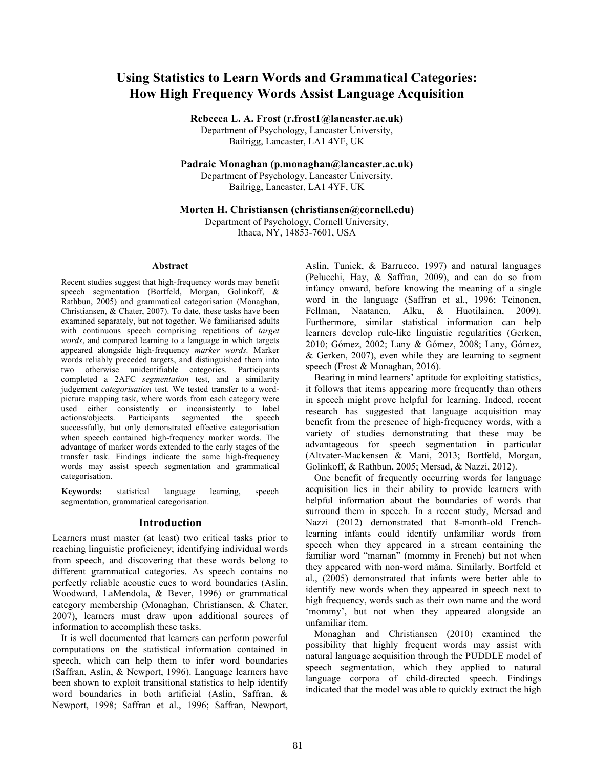# Using Statistics to Learn Words and Grammatical Categories: How High Frequency Words Assist Language Acquisition

**Rebecca L. A. Frost (r.frost1@lancaster.ac.uk)**
Department of Psychology, Lancaster University,
Bailrigg, Lancaster, LA1 4YF, UK

**Padraic Monaghan (p.monaghan@lancaster.ac.uk)**
Department of Psychology, Lancaster University,
Bailrigg, Lancaster, LA1 4YF, UK

**Morten H. Christiansen (christiansen@cornell.edu)**
Department of Psychology, Cornell University,
Ithaca, NY, 14853-7601, USA

## Abstract

Recent studies suggest that high-frequency words may benefit speech segmentation (Bortfeld, Morgan, Golinkoff, & Rathbun, 2005) and grammatical categorisation (Monaghan, Christiansen, & Chater, 2007). To date, these tasks have been examined separately, but not together. We familiarised adults with continuous speech comprising repetitions of *target words*, and compared learning to a language in which targets appeared alongside high-frequency *marker words.* Marker words reliably preceded targets, and distinguished them into two otherwise unidentifiable categories*.* Participants completed a 2AFC *segmentation* test, and a similarity judgement *categorisation* test. We tested transfer to a word-picture mapping task, where words from each category were used either consistently or inconsistently to label actions/objects. Participants segmented the speech successfully, but only demonstrated effective categorisation when speech contained high-frequency marker words. The advantage of marker words extended to the early stages of the transfer task. Findings indicate the same high-frequency words may assist speech segmentation and grammatical categorisation.

**Keywords:** statistical language learning, speech segmentation, grammatical categorisation.

## Introduction

Learners must master (at least) two critical tasks prior to reaching linguistic proficiency; identifying individual words from speech, and discovering that these words belong to different grammatical categories. As speech contains no perfectly reliable acoustic cues to word boundaries (Aslin, Woodward, LaMendola, & Bever, 1996) or grammatical category membership (Monaghan, Christiansen, & Chater, 2007), learners must draw upon additional sources of information to accomplish these tasks.

It is well documented that learners can perform powerful computations on the statistical information contained in speech, which can help them to infer word boundaries (Saffran, Aslin, & Newport, 1996). Language learners have been shown to exploit transitional statistics to help identify word boundaries in both artificial (Aslin, Saffran, & Newport, 1998; Saffran et al., 1996; Saffran, Newport, Aslin, Tunick, & Barrueco, 1997) and natural languages (Pelucchi, Hay, & Saffran, 2009), and can do so from infancy onward, before knowing the meaning of a single word in the language (Saffran et al., 1996; Teinonen, Fellman, Naatanen, Alku, & Huotilainen, 2009). Furthermore, similar statistical information can help learners develop rule-like linguistic regularities (Gerken, 2010; Gómez, 2002; Lany & Gómez, 2008; Lany, Gómez, & Gerken, 2007), even while they are learning to segment speech (Frost & Monaghan, 2016).

Bearing in mind learners' aptitude for exploiting statistics, it follows that items appearing more frequently than others in speech might prove helpful for learning. Indeed, recent research has suggested that language acquisition may benefit from the presence of high-frequency words, with a variety of studies demonstrating that these may be advantageous for speech segmentation in particular (Altvater-Mackensen & Mani, 2013; Bortfeld, Morgan, Golinkoff, & Rathbun, 2005; Mersad, & Nazzi, 2012).

One benefit of frequently occurring words for language acquisition lies in their ability to provide learners with helpful information about the boundaries of words that surround them in speech. In a recent study, Mersad and Nazzi (2012) demonstrated that 8-month-old French-learning infants could identify unfamiliar words from speech when they appeared in a stream containing the familiar word "maman" (mommy in French) but not when they appeared with non-word mãma. Similarly, Bortfeld et al., (2005) demonstrated that infants were better able to identify new words when they appeared in speech next to high frequency, words such as their own name and the word 'mommy', but not when they appeared alongside an unfamiliar item.

Monaghan and Christiansen (2010) examined the possibility that highly frequent words may assist with natural language acquisition through the PUDDLE model of speech segmentation, which they applied to natural language corpora of child-directed speech. Findings indicated that the model was able to quickly extract the high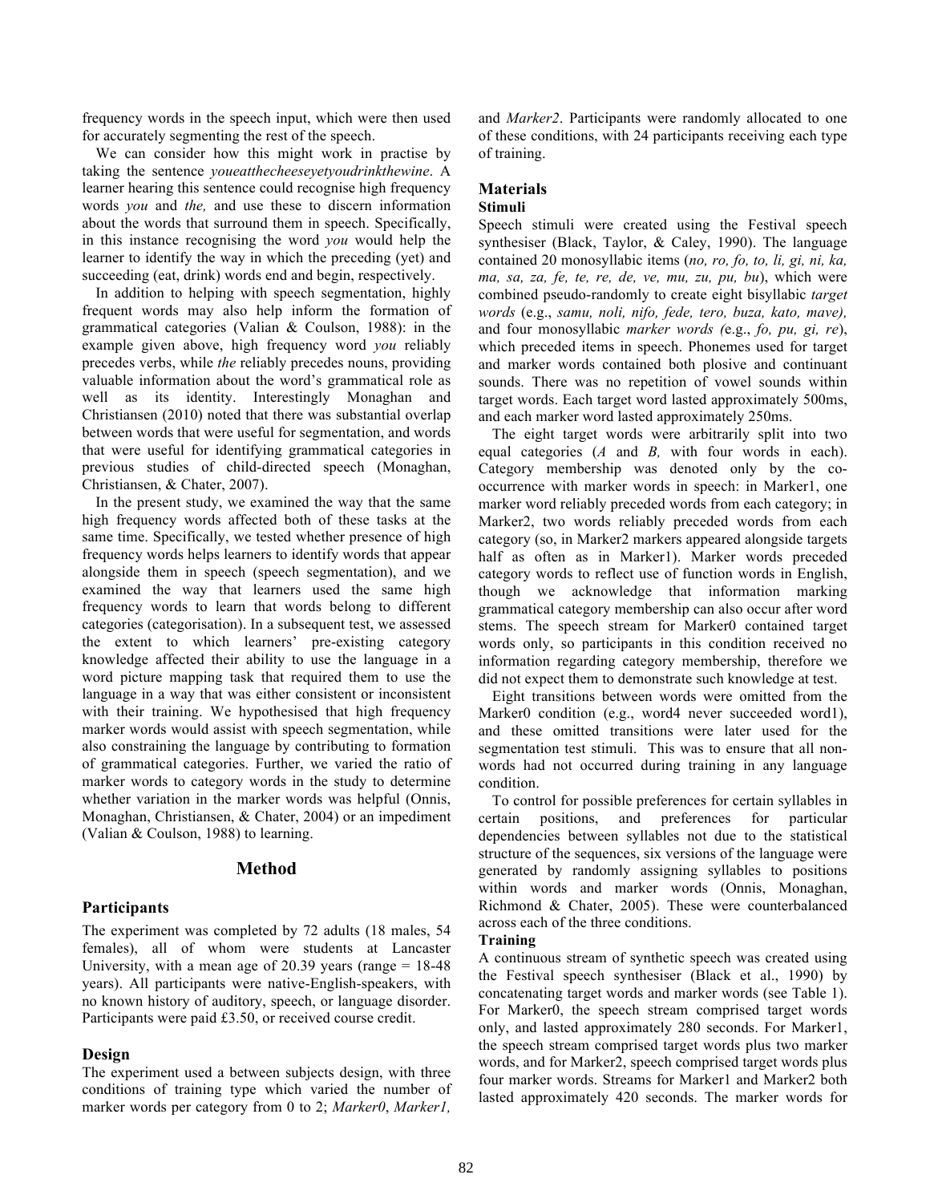frequency words in the speech input, which were then used for accurately segmenting the rest of the speech.

We can consider how this might work in practise by taking the sentence *youeatthecheeseyetyoudrinkthewine*. A learner hearing this sentence could recognise high frequency words *you* and *the,* and use these to discern information about the words that surround them in speech. Specifically, in this instance recognising the word *you* would help the learner to identify the way in which the preceding (yet) and succeeding (eat, drink) words end and begin, respectively.

In addition to helping with speech segmentation, highly frequent words may also help inform the formation of grammatical categories (Valian & Coulson, 1988): in the example given above, high frequency word *you* reliably precedes verbs, while *the* reliably precedes nouns, providing valuable information about the word's grammatical role as well as its identity. Interestingly Monaghan and Christiansen (2010) noted that there was substantial overlap between words that were useful for segmentation, and words that were useful for identifying grammatical categories in previous studies of child-directed speech (Monaghan, Christiansen, & Chater, 2007).

In the present study, we examined the way that the same high frequency words affected both of these tasks at the same time. Specifically, we tested whether presence of high frequency words helps learners to identify words that appear alongside them in speech (speech segmentation), and we examined the way that learners used the same high frequency words to learn that words belong to different categories (categorisation). In a subsequent test, we assessed the extent to which learners' pre-existing category knowledge affected their ability to use the language in a word picture mapping task that required them to use the language in a way that was either consistent or inconsistent with their training. We hypothesised that high frequency marker words would assist with speech segmentation, while also constraining the language by contributing to formation of grammatical categories. Further, we varied the ratio of marker words to category words in the study to determine whether variation in the marker words was helpful (Onnis, Monaghan, Christiansen, & Chater, 2004) or an impediment (Valian & Coulson, 1988) to learning.

## Method

### Participants

The experiment was completed by 72 adults (18 males, 54 females), all of whom were students at Lancaster University, with a mean age of 20.39 years (range = 18-48 years). All participants were native-English-speakers, with no known history of auditory, speech, or language disorder. Participants were paid £3.50, or received course credit.

### Design

The experiment used a between subjects design, with three conditions of training type which varied the number of marker words per category from 0 to 2; *Marker0*, *Marker1,* and *Marker2*. Participants were randomly allocated to one of these conditions, with 24 participants receiving each type of training.

### Materials

**Stimuli**

Speech stimuli were created using the Festival speech synthesiser (Black, Taylor, & Caley, 1990). The language contained 20 monosyllabic items (*no, ro, fo, to, li, gi, ni, ka, ma, sa, za, fe, te, re, de, ve, mu, zu, pu, bu*), which were combined pseudo-randomly to create eight bisyllabic *target words* (e.g., *samu, noli, nifo, fede, tero, buza, kato, mave),* and four monosyllabic *marker words (*e.g., *fo, pu, gi, re*), which preceded items in speech. Phonemes used for target and marker words contained both plosive and continuant sounds. There was no repetition of vowel sounds within target words. Each target word lasted approximately 500ms, and each marker word lasted approximately 250ms.

The eight target words were arbitrarily split into two equal categories (*A* and *B,* with four words in each). Category membership was denoted only by the co-occurrence with marker words in speech: in Marker1, one marker word reliably preceded words from each category; in Marker2, two words reliably preceded words from each category (so, in Marker2 markers appeared alongside targets half as often as in Marker1). Marker words preceded category words to reflect use of function words in English, though we acknowledge that information marking grammatical category membership can also occur after word stems. The speech stream for Marker0 contained target words only, so participants in this condition received no information regarding category membership, therefore we did not expect them to demonstrate such knowledge at test.

Eight transitions between words were omitted from the Marker0 condition (e.g., word4 never succeeded word1), and these omitted transitions were later used for the segmentation test stimuli. This was to ensure that all non-words had not occurred during training in any language condition.

To control for possible preferences for certain syllables in certain positions, and preferences for particular dependencies between syllables not due to the statistical structure of the sequences, six versions of the language were generated by randomly assigning syllables to positions within words and marker words (Onnis, Monaghan, Richmond & Chater, 2005). These were counterbalanced across each of the three conditions.

**Training**

A continuous stream of synthetic speech was created using the Festival speech synthesiser (Black et al., 1990) by concatenating target words and marker words (see Table 1). For Marker0, the speech stream comprised target words only, and lasted approximately 280 seconds. For Marker1, the speech stream comprised target words plus two marker words, and for Marker2, speech comprised target words plus four marker words. Streams for Marker1 and Marker2 both lasted approximately 420 seconds. The marker words for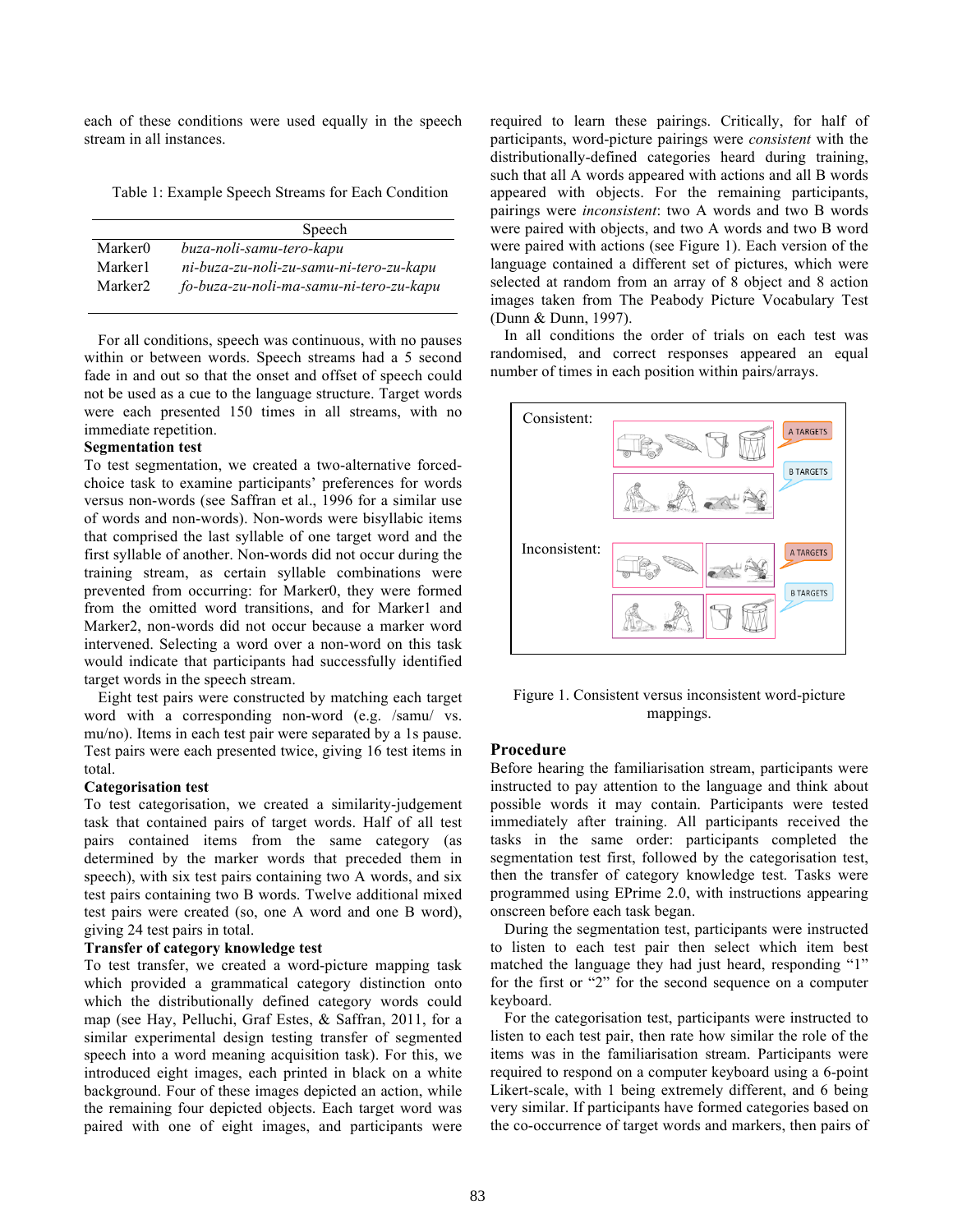each of these conditions were used equally in the speech stream in all instances.

Table 1: Example Speech Streams for Each Condition

| | Speech |
|---|---|
| Marker0 | *buza-noli-samu-tero-kapu* |
| Marker1 | *ni-buza-zu-noli-zu-samu-ni-tero-zu-kapu* |
| Marker2 | *fo-buza-zu-noli-ma-samu-ni-tero-zu-kapu* |

For all conditions, speech was continuous, with no pauses within or between words. Speech streams had a 5 second fade in and out so that the onset and offset of speech could not be used as a cue to the language structure. Target words were each presented 150 times in all streams, with no immediate repetition.

**Segmentation test**

To test segmentation, we created a two-alternative forced-choice task to examine participants' preferences for words versus non-words (see Saffran et al., 1996 for a similar use of words and non-words). Non-words were bisyllabic items that comprised the last syllable of one target word and the first syllable of another. Non-words did not occur during the training stream, as certain syllable combinations were prevented from occurring: for Marker0, they were formed from the omitted word transitions, and for Marker1 and Marker2, non-words did not occur because a marker word intervened. Selecting a word over a non-word on this task would indicate that participants had successfully identified target words in the speech stream.

Eight test pairs were constructed by matching each target word with a corresponding non-word (e.g. /samu/ vs. mu/no). Items in each test pair were separated by a 1s pause. Test pairs were each presented twice, giving 16 test items in total.

**Categorisation test**

To test categorisation, we created a similarity-judgement task that contained pairs of target words. Half of all test pairs contained items from the same category (as determined by the marker words that preceded them in speech), with six test pairs containing two A words, and six test pairs containing two B words. Twelve additional mixed test pairs were created (so, one A word and one B word), giving 24 test pairs in total.

**Transfer of category knowledge test**

To test transfer, we created a word-picture mapping task which provided a grammatical category distinction onto which the distributionally defined category words could map (see Hay, Pelluchi, Graf Estes, & Saffran, 2011, for a similar experimental design testing transfer of segmented speech into a word meaning acquisition task). For this, we introduced eight images, each printed in black on a white background. Four of these images depicted an action, while the remaining four depicted objects. Each target word was paired with one of eight images, and participants were required to learn these pairings. Critically, for half of participants, word-picture pairings were *consistent* with the distributionally-defined categories heard during training, such that all A words appeared with actions and all B words appeared with objects. For the remaining participants, pairings were *inconsistent*: two A words and two B words were paired with objects, and two A words and two B word were paired with actions (see Figure 1). Each version of the language contained a different set of pictures, which were selected at random from an array of 8 object and 8 action images taken from The Peabody Picture Vocabulary Test (Dunn & Dunn, 1997).

In all conditions the order of trials on each test was randomised, and correct responses appeared an equal number of times in each position within pairs/arrays.

Figure 1. Consistent versus inconsistent word-picture mappings.

## Procedure

Before hearing the familiarisation stream, participants were instructed to pay attention to the language and think about possible words it may contain. Participants were tested immediately after training. All participants received the tasks in the same order: participants completed the segmentation test first, followed by the categorisation test, then the transfer of category knowledge test. Tasks were programmed using EPrime 2.0, with instructions appearing onscreen before each task began.

During the segmentation test, participants were instructed to listen to each test pair then select which item best matched the language they had just heard, responding "1" for the first or "2" for the second sequence on a computer keyboard.

For the categorisation test, participants were instructed to listen to each test pair, then rate how similar the role of the items was in the familiarisation stream. Participants were required to respond on a computer keyboard using a 6-point Likert-scale, with 1 being extremely different, and 6 being very similar. If participants have formed categories based on the co-occurrence of target words and markers, then pairs of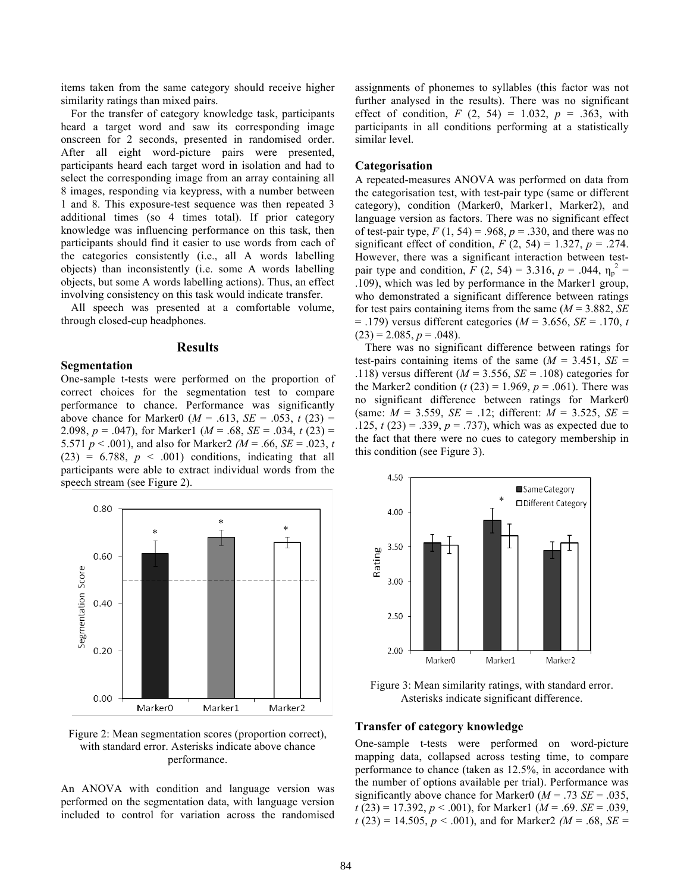items taken from the same category should receive higher similarity ratings than mixed pairs.

For the transfer of category knowledge task, participants heard a target word and saw its corresponding image onscreen for 2 seconds, presented in randomised order. After all eight word-picture pairs were presented, participants heard each target word in isolation and had to select the corresponding image from an array containing all 8 images, responding via keypress, with a number between 1 and 8. This exposure-test sequence was then repeated 3 additional times (so 4 times total). If prior category knowledge was influencing performance on this task, then participants should find it easier to use words from each of the categories consistently (i.e., all A words labelling objects) than inconsistently (i.e. some A words labelling objects, but some A words labelling actions). Thus, an effect involving consistency on this task would indicate transfer.

All speech was presented at a comfortable volume, through closed-cup headphones.

## Results

### Segmentation

One-sample t-tests were performed on the proportion of correct choices for the segmentation test to compare performance to chance. Performance was significantly above chance for Marker0 (*M* = .613, *SE* = .053, $t$ (23) = 2.098, $p$ = .047), for Marker1 (*M* = .68, *SE* = .034, $t$ (23) = 5.571 $p$ < .001), and also for Marker2 (*M* = .66, *SE* = .023, $t$ (23) = 6.788, $p$ < .001) conditions, indicating that all participants were able to extract individual words from the speech stream (see Figure 2).

Figure 2: Mean segmentation scores (proportion correct), with standard error. Asterisks indicate above chance performance.

An ANOVA with condition and language version was performed on the segmentation data, with language version included to control for variation across the randomised assignments of phonemes to syllables (this factor was not further analysed in the results). There was no significant effect of condition, $F$ (2, 54) = 1.032, $p$ = .363, with participants in all conditions performing at a statistically similar level.

### Categorisation

A repeated-measures ANOVA was performed on data from the categorisation test, with test-pair type (same or different category), condition (Marker0, Marker1, Marker2), and language version as factors. There was no significant effect of test-pair type, $F$ (1, 54) = .968, $p$ = .330, and there was no significant effect of condition, $F$ (2, 54) = 1.327, $p$ = .274. However, there was a significant interaction between test-pair type and condition, $F$ (2, 54) = 3.316, $p$ = .044, $\eta_p^2$ = .109), which was led by performance in the Marker1 group, who demonstrated a significant difference between ratings for test pairs containing items from the same (*M* = 3.882, *SE* = .179) versus different categories (*M* = 3.656, *SE* = .170, $t$ (23) = 2.085, $p$ = .048).

There was no significant difference between ratings for test-pairs containing items of the same (*M* = 3.451, *SE* = .118) versus different (*M* = 3.556, *SE* = .108) categories for the Marker2 condition ($t$ (23) = 1.969, $p$ = .061). There was no significant difference between ratings for Marker0 (same: *M* = 3.559, *SE* = .12; different: *M* = 3.525, *SE* = .125, $t$ (23) = .339, $p$ = .737), which was as expected due to the fact that there were no cues to category membership in this condition (see Figure 3).

Figure 3: Mean similarity ratings, with standard error. Asterisks indicate significant difference.

### Transfer of category knowledge

One-sample t-tests were performed on word-picture mapping data, collapsed across testing time, to compare performance to chance (taken as 12.5%, in accordance with the number of options available per trial). Performance was significantly above chance for Marker0 (*M* = .73 *SE* = .035, $t$ (23) = 17.392, $p$ < .001), for Marker1 (*M* = .69. *SE* = .039, $t$ (23) = 14.505, $p$ < .001), and for Marker2 (*M* = .68, *SE* =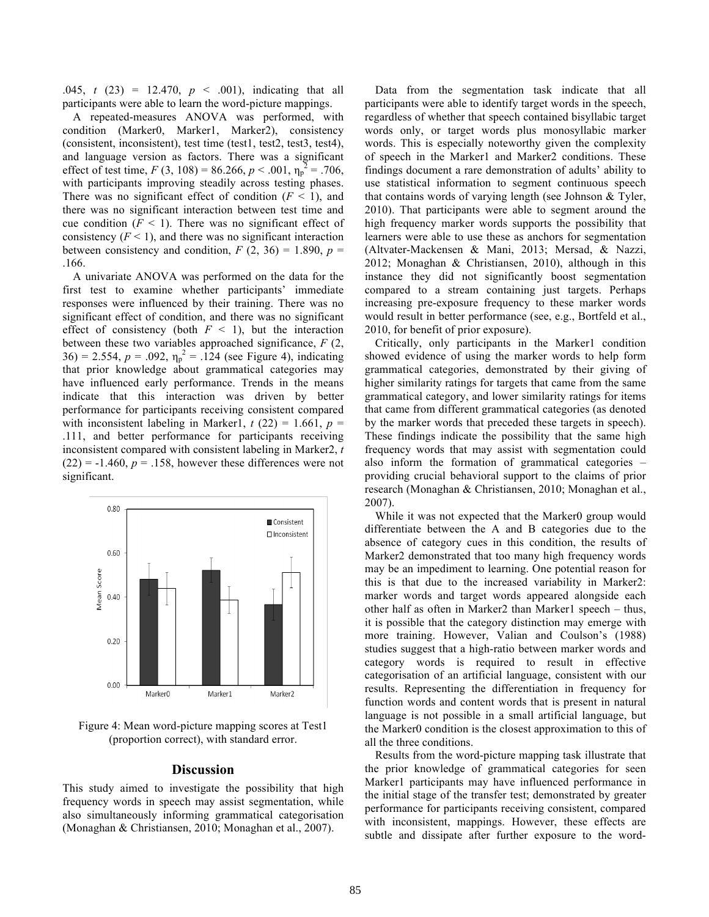.045, $t$ (23) = 12.470, $p$ < .001), indicating that all participants were able to learn the word-picture mappings.

A repeated-measures ANOVA was performed, with condition (Marker0, Marker1, Marker2), consistency (consistent, inconsistent), test time (test1, test2, test3, test4), and language version as factors. There was a significant effect of test time, $F$ (3, 108) = 86.266, $p$ < .001, $\eta_p^2$ = .706, with participants improving steadily across testing phases. There was no significant effect of condition ($F$ < 1), and there was no significant interaction between test time and cue condition ($F$ < 1). There was no significant effect of consistency ($F$ < 1), and there was no significant interaction between consistency and condition, $F$ (2, 36) = 1.890, $p$ = .166.

A univariate ANOVA was performed on the data for the first test to examine whether participants' immediate responses were influenced by their training. There was no significant effect of condition, and there was no significant effect of consistency (both $F$ < 1), but the interaction between these two variables approached significance, $F$ (2, 36) = 2.554, $p$ = .092, $\eta_p^2$ = .124 (see Figure 4), indicating that prior knowledge about grammatical categories may have influenced early performance. Trends in the means indicate that this interaction was driven by better performance for participants receiving consistent compared with inconsistent labeling in Marker1, $t$ (22) = 1.661, $p$ = .111, and better performance for participants receiving inconsistent compared with consistent labeling in Marker2, $t$ (22) = -1.460, $p$ = .158, however these differences were not significant.

Figure 4: Mean word-picture mapping scores at Test1 (proportion correct), with standard error.

## Discussion

This study aimed to investigate the possibility that high frequency words in speech may assist segmentation, while also simultaneously informing grammatical categorisation (Monaghan & Christiansen, 2010; Monaghan et al., 2007).

Data from the segmentation task indicate that all participants were able to identify target words in the speech, regardless of whether that speech contained bisyllabic target words only, or target words plus monosyllabic marker words. This is especially noteworthy given the complexity of speech in the Marker1 and Marker2 conditions. These findings document a rare demonstration of adults' ability to use statistical information to segment continuous speech that contains words of varying length (see Johnson & Tyler, 2010). That participants were able to segment around the high frequency marker words supports the possibility that learners were able to use these as anchors for segmentation (Altvater-Mackensen & Mani, 2013; Mersad, & Nazzi, 2012; Monaghan & Christiansen, 2010), although in this instance they did not significantly boost segmentation compared to a stream containing just targets. Perhaps increasing pre-exposure frequency to these marker words would result in better performance (see, e.g., Bortfeld et al., 2010, for benefit of prior exposure).

Critically, only participants in the Marker1 condition showed evidence of using the marker words to help form grammatical categories, demonstrated by their giving of higher similarity ratings for targets that came from the same grammatical category, and lower similarity ratings for items that came from different grammatical categories (as denoted by the marker words that preceded these targets in speech). These findings indicate the possibility that the same high frequency words that may assist with segmentation could also inform the formation of grammatical categories – providing crucial behavioral support to the claims of prior research (Monaghan & Christiansen, 2010; Monaghan et al., 2007).

While it was not expected that the Marker0 group would differentiate between the A and B categories due to the absence of category cues in this condition, the results of Marker2 demonstrated that too many high frequency words may be an impediment to learning. One potential reason for this is that due to the increased variability in Marker2: marker words and target words appeared alongside each other half as often in Marker2 than Marker1 speech – thus, it is possible that the category distinction may emerge with more training. However, Valian and Coulson's (1988) studies suggest that a high-ratio between marker words and category words is required to result in effective categorisation of an artificial language, consistent with our results. Representing the differentiation in frequency for function words and content words that is present in natural language is not possible in a small artificial language, but the Marker0 condition is the closest approximation to this of all the three conditions.

Results from the word-picture mapping task illustrate that the prior knowledge of grammatical categories for seen Marker1 participants may have influenced performance in the initial stage of the transfer test; demonstrated by greater performance for participants receiving consistent, compared with inconsistent, mappings. However, these effects are subtle and dissipate after further exposure to the word-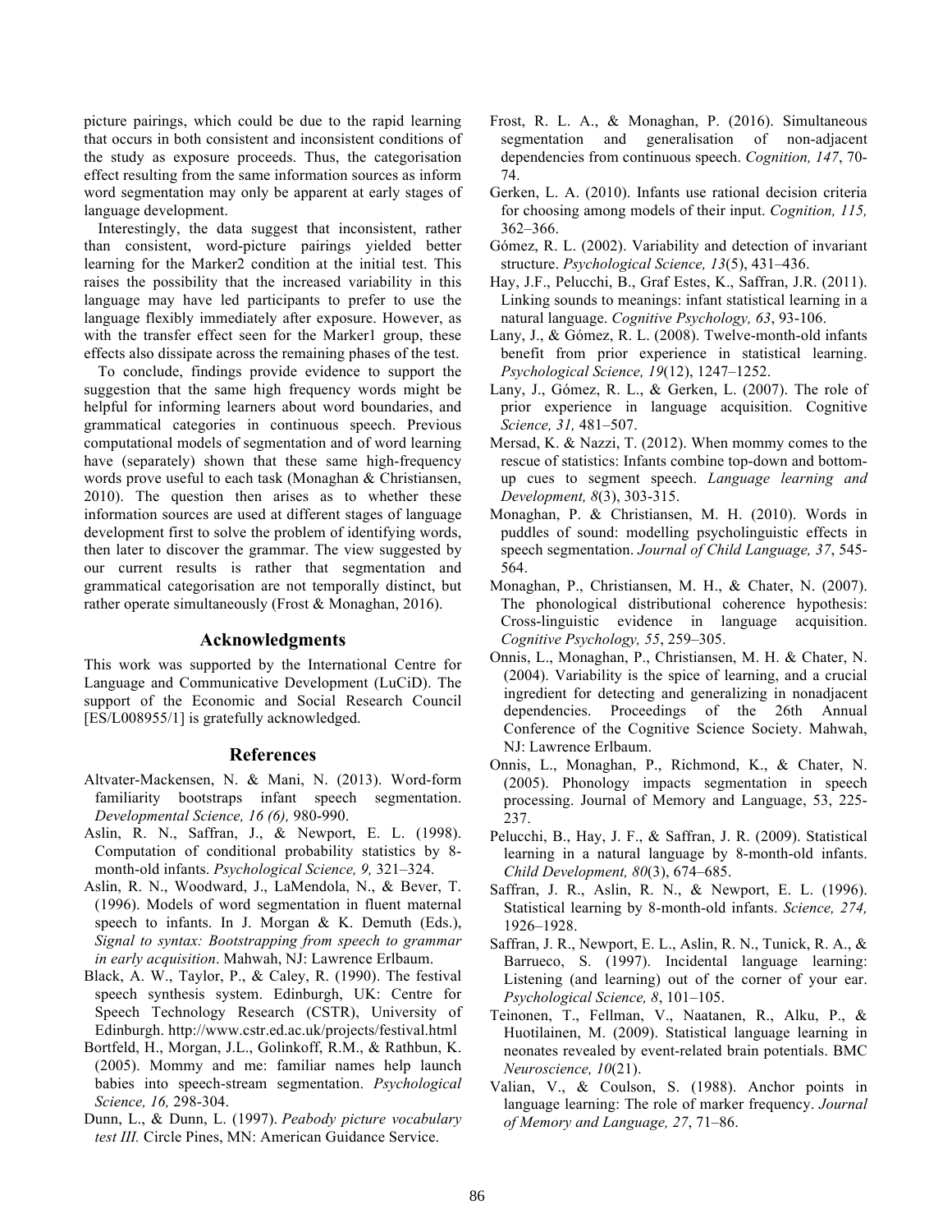picture pairings, which could be due to the rapid learning that occurs in both consistent and inconsistent conditions of the study as exposure proceeds. Thus, the categorisation effect resulting from the same information sources as inform word segmentation may only be apparent at early stages of language development.

Interestingly, the data suggest that inconsistent, rather than consistent, word-picture pairings yielded better learning for the Marker2 condition at the initial test. This raises the possibility that the increased variability in this language may have led participants to prefer to use the language flexibly immediately after exposure. However, as with the transfer effect seen for the Marker1 group, these effects also dissipate across the remaining phases of the test.

To conclude, findings provide evidence to support the suggestion that the same high frequency words might be helpful for informing learners about word boundaries, and grammatical categories in continuous speech. Previous computational models of segmentation and of word learning have (separately) shown that these same high-frequency words prove useful to each task (Monaghan & Christiansen, 2010). The question then arises as to whether these information sources are used at different stages of language development first to solve the problem of identifying words, then later to discover the grammar. The view suggested by our current results is rather that segmentation and grammatical categorisation are not temporally distinct, but rather operate simultaneously (Frost & Monaghan, 2016).

## Acknowledgments

This work was supported by the International Centre for Language and Communicative Development (LuCiD). The support of the Economic and Social Research Council [ES/L008955/1] is gratefully acknowledged.

## References

Altvater-Mackensen, N. & Mani, N. (2013). Word-form familiarity bootstraps infant speech segmentation. *Developmental Science, 16 (6),* 980-990.

Aslin, R. N., Saffran, J., & Newport, E. L. (1998). Computation of conditional probability statistics by 8-month-old infants. *Psychological Science, 9,* 321–324.

Aslin, R. N., Woodward, J., LaMendola, N., & Bever, T. (1996). Models of word segmentation in fluent maternal speech to infants. In J. Morgan & K. Demuth (Eds.), *Signal to syntax: Bootstrapping from speech to grammar in early acquisition*. Mahwah, NJ: Lawrence Erlbaum.

Black, A. W., Taylor, P., & Caley, R. (1990). The festival speech synthesis system. Edinburgh, UK: Centre for Speech Technology Research (CSTR), University of Edinburgh. http://www.cstr.ed.ac.uk/projects/festival.html

Bortfeld, H., Morgan, J.L., Golinkoff, R.M., & Rathbun, K. (2005). Mommy and me: familiar names help launch babies into speech-stream segmentation. *Psychological Science, 16,* 298-304.

Dunn, L., & Dunn, L. (1997). *Peabody picture vocabulary test III.* Circle Pines, MN: American Guidance Service.

Frost, R. L. A., & Monaghan, P. (2016). Simultaneous segmentation and generalisation of non-adjacent dependencies from continuous speech. *Cognition, 147*, 70-74.

Gerken, L. A. (2010). Infants use rational decision criteria for choosing among models of their input. *Cognition, 115,* 362–366.

Gómez, R. L. (2002). Variability and detection of invariant structure. *Psychological Science, 13*(5), 431–436.

Hay, J.F., Pelucchi, B., Graf Estes, K., Saffran, J.R. (2011). Linking sounds to meanings: infant statistical learning in a natural language. *Cognitive Psychology, 63*, 93-106.

Lany, J., & Gómez, R. L. (2008). Twelve-month-old infants benefit from prior experience in statistical learning. *Psychological Science, 19*(12), 1247–1252.

Lany, J., Gómez, R. L., & Gerken, L. (2007). The role of prior experience in language acquisition. Cognitive *Science, 31,* 481–507.

Mersad, K. & Nazzi, T. (2012). When mommy comes to the rescue of statistics: Infants combine top-down and bottom-up cues to segment speech. *Language learning and Development, 8*(3), 303-315.

Monaghan, P. & Christiansen, M. H. (2010). Words in puddles of sound: modelling psycholinguistic effects in speech segmentation. *Journal of Child Language, 37*, 545-564.

Monaghan, P., Christiansen, M. H., & Chater, N. (2007). The phonological distributional coherence hypothesis: Cross-linguistic evidence in language acquisition. *Cognitive Psychology, 55*, 259–305.

Onnis, L., Monaghan, P., Christiansen, M. H. & Chater, N. (2004). Variability is the spice of learning, and a crucial ingredient for detecting and generalizing in nonadjacent dependencies. Proceedings of the 26th Annual Conference of the Cognitive Science Society. Mahwah, NJ: Lawrence Erlbaum.

Onnis, L., Monaghan, P., Richmond, K., & Chater, N. (2005). Phonology impacts segmentation in speech processing. Journal of Memory and Language, 53, 225-237.

Pelucchi, B., Hay, J. F., & Saffran, J. R. (2009). Statistical learning in a natural language by 8-month-old infants. *Child Development, 80*(3), 674–685.

Saffran, J. R., Aslin, R. N., & Newport, E. L. (1996). Statistical learning by 8-month-old infants. *Science, 274,* 1926–1928.

Saffran, J. R., Newport, E. L., Aslin, R. N., Tunick, R. A., & Barrueco, S. (1997). Incidental language learning: Listening (and learning) out of the corner of your ear. *Psychological Science, 8*, 101–105.

Teinonen, T., Fellman, V., Naatanen, R., Alku, P., & Huotilainen, M. (2009). Statistical language learning in neonates revealed by event-related brain potentials. BMC *Neuroscience, 10*(21).

Valian, V., & Coulson, S. (1988). Anchor points in language learning: The role of marker frequency. *Journal of Memory and Language, 27*, 71–86.